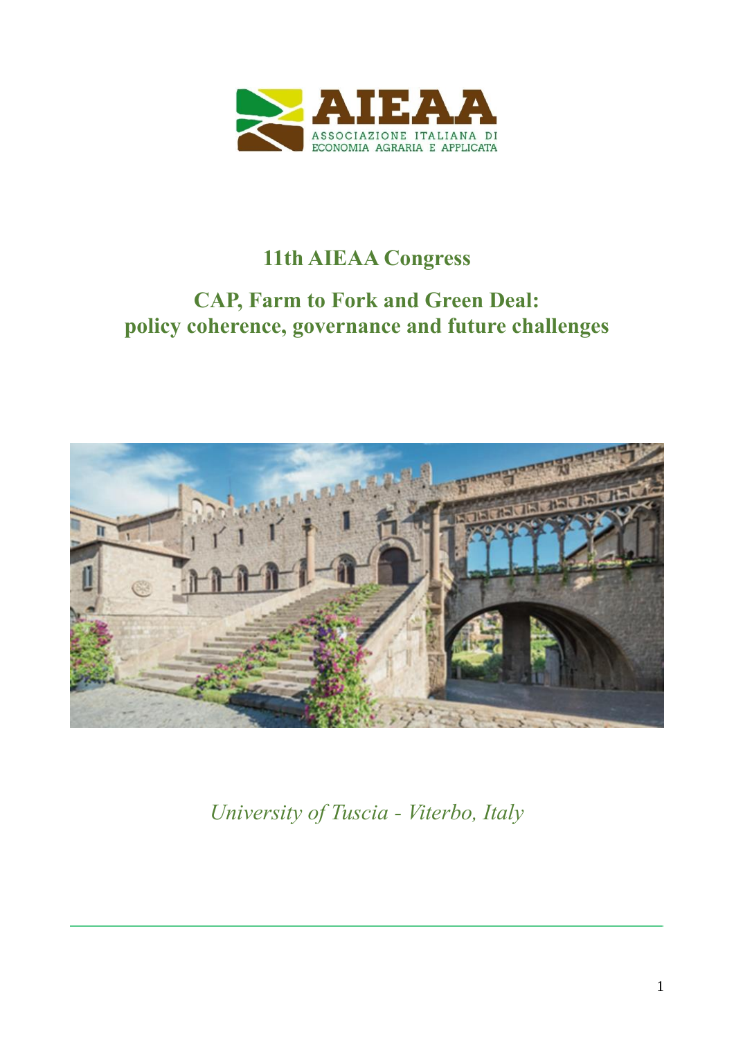AIEAA

ASSOCIAZIONE ITALIANA DI ECONOMIA AGRARIA E APPLICATA

# 11th AIEAA Congress

## CAP, Farm to Fork and Green Deal: policy coherence, governance and future challenges

*University of Tuscia - Viterbo, Italy*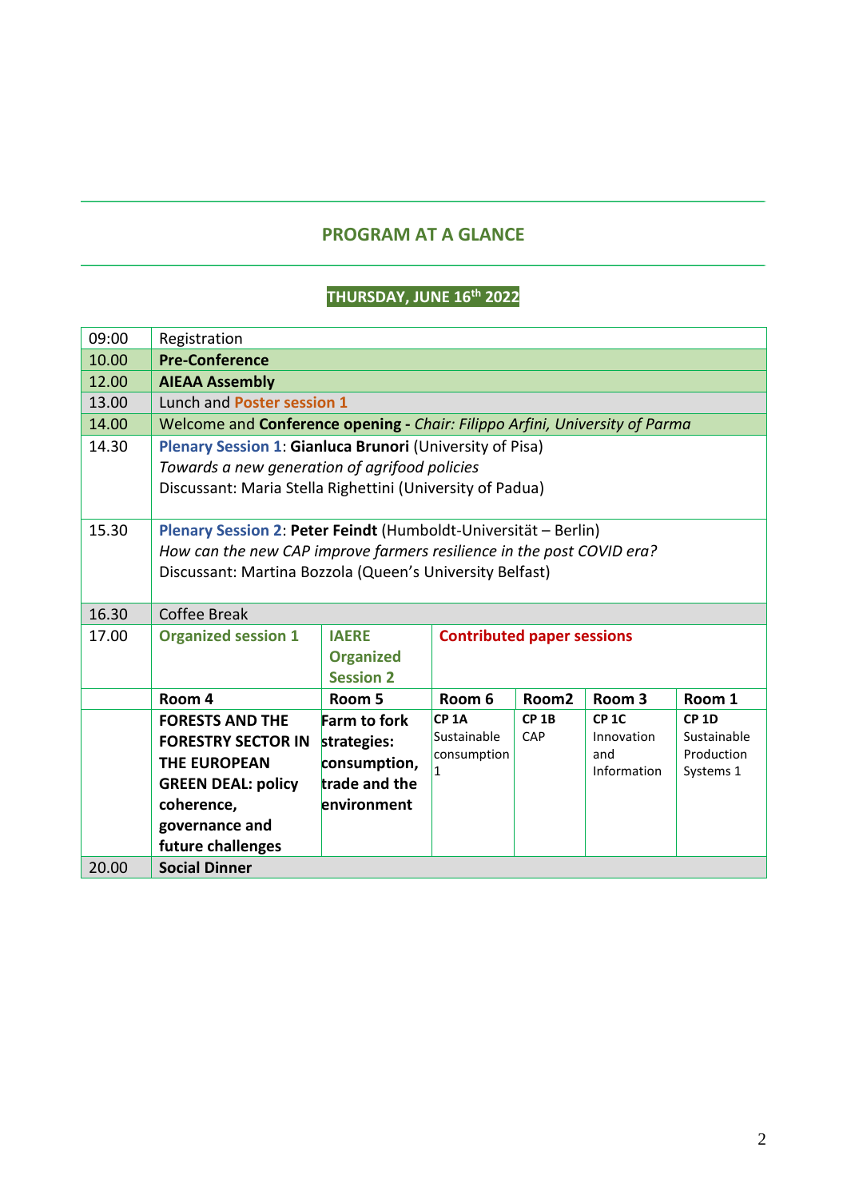## PROGRAM AT A GLANCE

### THURSDAY, JUNE 16th 2022

| | | | | | | |
|---|---|---|---|---|---|---|
| 09:00 | Registration | | | | | |
| 10.00 | **Pre-Conference** | | | | | |
| 12.00 | **AIEAA Assembly** | | | | | |
| 13.00 | Lunch and **Poster session 1** | | | | | |
| 14.00 | Welcome and **Conference opening -** *Chair: Filippo Arfini, University of Parma* | | | | | |
| 14.30 | **Plenary Session 1**: **Gianluca Brunori** (University of Pisa)<br>*Towards a new generation of agrifood policies*<br>Discussant: Maria Stella Righettini (University of Padua) | | | | | |
| 15.30 | **Plenary Session 2**: **Peter Feindt** (Humboldt-Universität – Berlin)<br>*How can the new CAP improve farmers resilience in the post COVID era?*<br>Discussant: Martina Bozzola (Queen's University Belfast) | | | | | |
| 16.30 | Coffee Break | | | | | |
| 17.00 | **Organized session 1** | **IAERE Organized Session 2** | **Contributed paper sessions** | | | |
| | **Room 4** | **Room 5** | **Room 6** | **Room2** | **Room 3** | **Room 1** |
| | **FORESTS AND THE FORESTRY SECTOR IN THE EUROPEAN GREEN DEAL: policy coherence, governance and future challenges** | **Farm to fork strategies: consumption, trade and the environment** | **CP 1A** Sustainable consumption 1 | **CP 1B** CAP | **CP 1C** Innovation and Information | **CP 1D** Sustainable Production Systems 1 |
| 20.00 | **Social Dinner** | | | | | |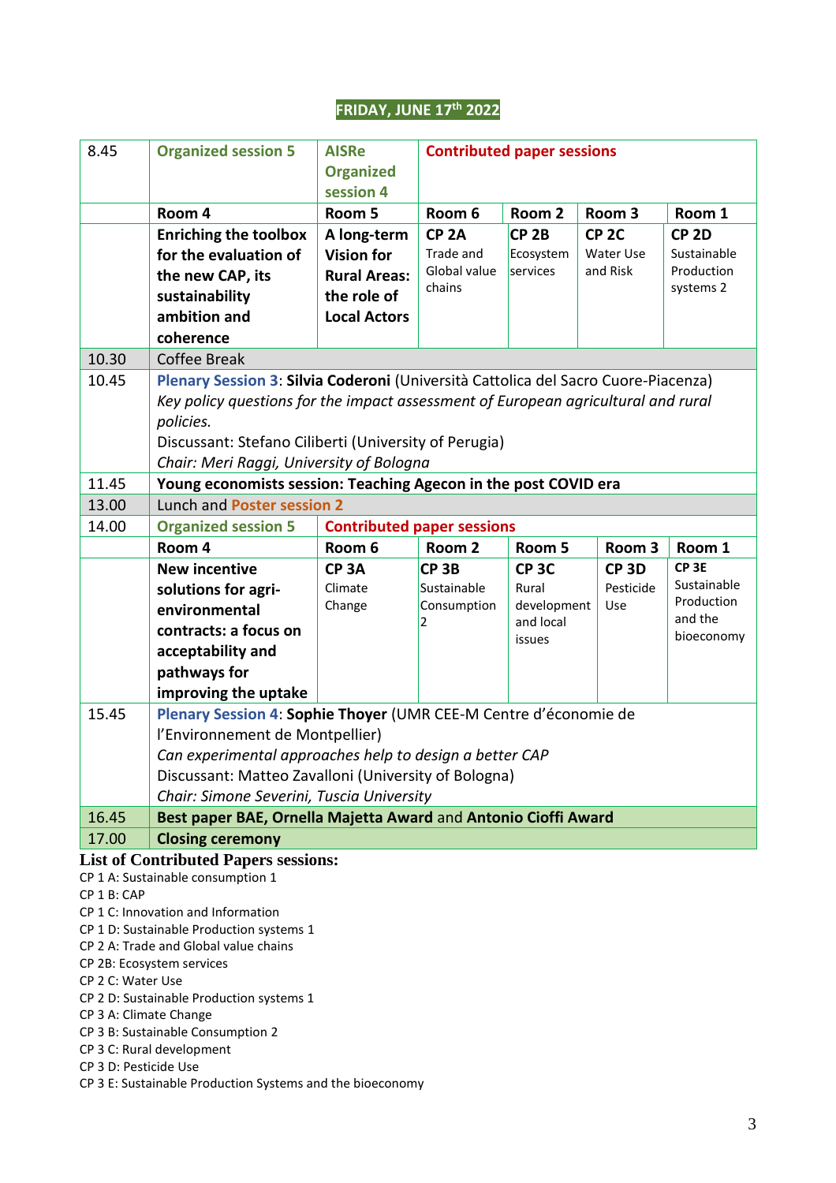## FRIDAY, JUNE 17th 2022

| | | | | | | |
|---|---|---|---|---|---|---|
| 8.45 | Organized session 5 | AISRe Organized session 4 | Contributed paper sessions | | | |
| | Room 4 | Room 5 | Room 6 | Room 2 | Room 3 | Room 1 |
| | **Enriching the toolbox for the evaluation of the new CAP, its sustainability ambition and coherence** | **A long-term Vision for Rural Areas: the role of Local Actors** | **CP 2A** Trade and Global value chains | **CP 2B** Ecosystem services | **CP 2C** Water Use and Risk | **CP 2D** Sustainable Production systems 2 |
| 10.30 | Coffee Break | | | | | |
| 10.45 | Plenary Session 3: **Silvia Coderoni** (Università Cattolica del Sacro Cuore-Piacenza)<br>*Key policy questions for the impact assessment of European agricultural and rural policies.*<br>Discussant: Stefano Ciliberti (University of Perugia)<br>*Chair: Meri Raggi, University of Bologna* | | | | | |
| 11.45 | **Young economists session: Teaching Agecon in the post COVID era** | | | | | |
| 13.00 | Lunch and Poster session 2 | | | | | |
| 14.00 | Organized session 5 | Contributed paper sessions | | | | |
| | Room 4 | Room 6 | Room 2 | Room 5 | Room 3 | Room 1 |
| | **New incentive solutions for agri-environmental contracts: a focus on acceptability and pathways for improving the uptake** | **CP 3A** Climate Change | **CP 3B** Sustainable Consumption 2 | **CP 3C** Rural development and local issues | **CP 3D** Pesticide Use | **CP 3E** Sustainable Production and the bioeconomy |
| 15.45 | Plenary Session 4: **Sophie Thoyer** (UMR CEE-M Centre d'économie de l'Environnement de Montpellier)<br>*Can experimental approaches help to design a better CAP*<br>Discussant: Matteo Zavalloni (University of Bologna)<br>*Chair: Simone Severini, Tuscia University* | | | | | |
| 16.45 | **Best paper BAE, Ornella Majetta Award** and **Antonio Cioffi Award** | | | | | |
| 17.00 | **Closing ceremony** | | | | | |

**List of Contributed Papers sessions:**

CP 1 A: Sustainable consumption 1
CP 1 B: CAP
CP 1 C: Innovation and Information
CP 1 D: Sustainable Production systems 1
CP 2 A: Trade and Global value chains
CP 2B: Ecosystem services
CP 2 C: Water Use
CP 2 D: Sustainable Production systems 1
CP 3 A: Climate Change
CP 3 B: Sustainable Consumption 2
CP 3 C: Rural development
CP 3 D: Pesticide Use
CP 3 E: Sustainable Production Systems and the bioeconomy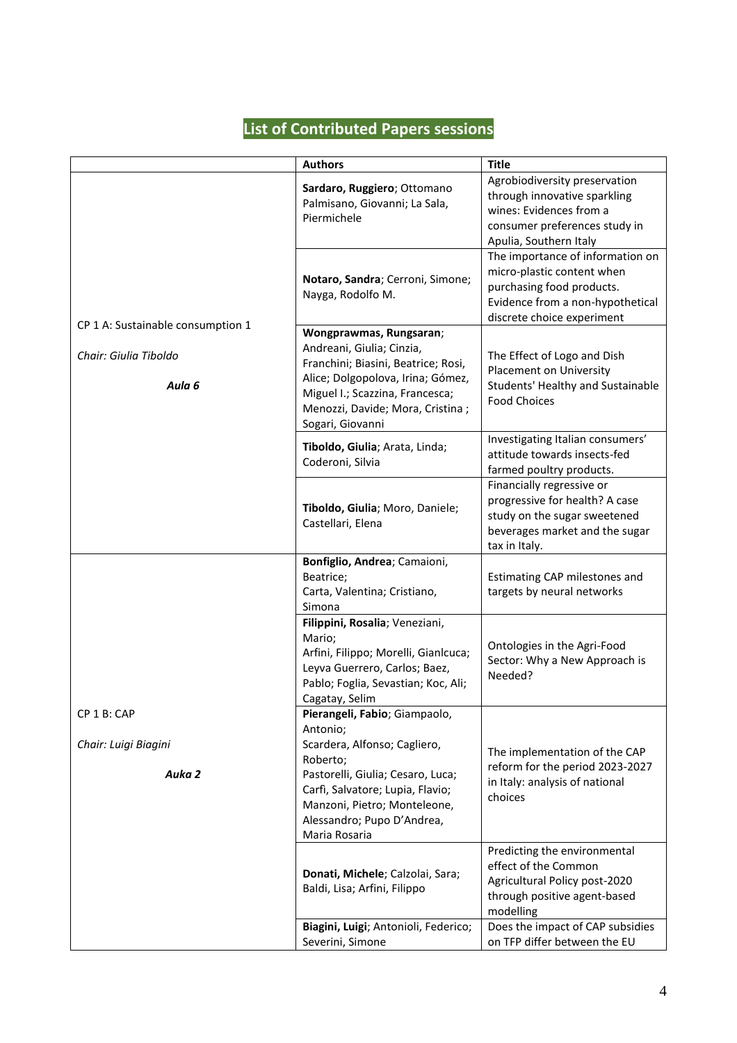## List of Contributed Papers sessions

| | Authors | Title |
|---|---|---|
| CP 1 A: Sustainable consumption 1<br><br>*Chair: Giulia Tiboldo*<br><br>***Aula 6*** | **Sardaro, Ruggiero**; Ottomano Palmisano, Giovanni; La Sala, Piermichele | Agrobiodiversity preservation through innovative sparkling wines: Evidences from a consumer preferences study in Apulia, Southern Italy |
| | **Notaro, Sandra**; Cerroni, Simone; Nayga, Rodolfo M. | The importance of information on micro-plastic content when purchasing food products. Evidence from a non-hypothetical discrete choice experiment |
| | **Wongprawmas, Rungsaran**; Andreani, Giulia; Cinzia, Franchini; Biasini, Beatrice; Rosi, Alice; Dolgopolova, Irina; Gómez, Miguel I.; Scazzina, Francesca; Menozzi, Davide; Mora, Cristina ; Sogari, Giovanni | The Effect of Logo and Dish Placement on University Students' Healthy and Sustainable Food Choices |
| | **Tiboldo, Giulia**; Arata, Linda; Coderoni, Silvia | Investigating Italian consumers' attitude towards insects-fed farmed poultry products. |
| | **Tiboldo, Giulia**; Moro, Daniele; Castellari, Elena | Financially regressive or progressive for health? A case study on the sugar sweetened beverages market and the sugar tax in Italy. |
| CP 1 B: CAP<br><br>*Chair: Luigi Biagini*<br><br>***Auka 2*** | **Bonfiglio, Andrea**; Camaioni, Beatrice; Carta, Valentina; Cristiano, Simona | Estimating CAP milestones and targets by neural networks |
| | **Filippini, Rosalia**; Veneziani, Mario; Arfini, Filippo; Morelli, Gianlcuca; Leyva Guerrero, Carlos; Baez, Pablo; Foglia, Sevastian; Koc, Ali; Cagatay, Selim | Ontologies in the Agri-Food Sector: Why a New Approach is Needed? |
| | **Pierangeli, Fabio**; Giampaolo, Antonio; Scardera, Alfonso; Cagliero, Roberto; Pastorelli, Giulia; Cesaro, Luca; Carfì, Salvatore; Lupia, Flavio; Manzoni, Pietro; Monteleone, Alessandro; Pupo D'Andrea, Maria Rosaria | The implementation of the CAP reform for the period 2023-2027 in Italy: analysis of national choices |
| | **Donati, Michele**; Calzolai, Sara; Baldi, Lisa; Arfini, Filippo | Predicting the environmental effect of the Common Agricultural Policy post-2020 through positive agent-based modelling |
| | **Biagini, Luigi**; Antonioli, Federico; Severini, Simone | Does the impact of CAP subsidies on TFP differ between the EU |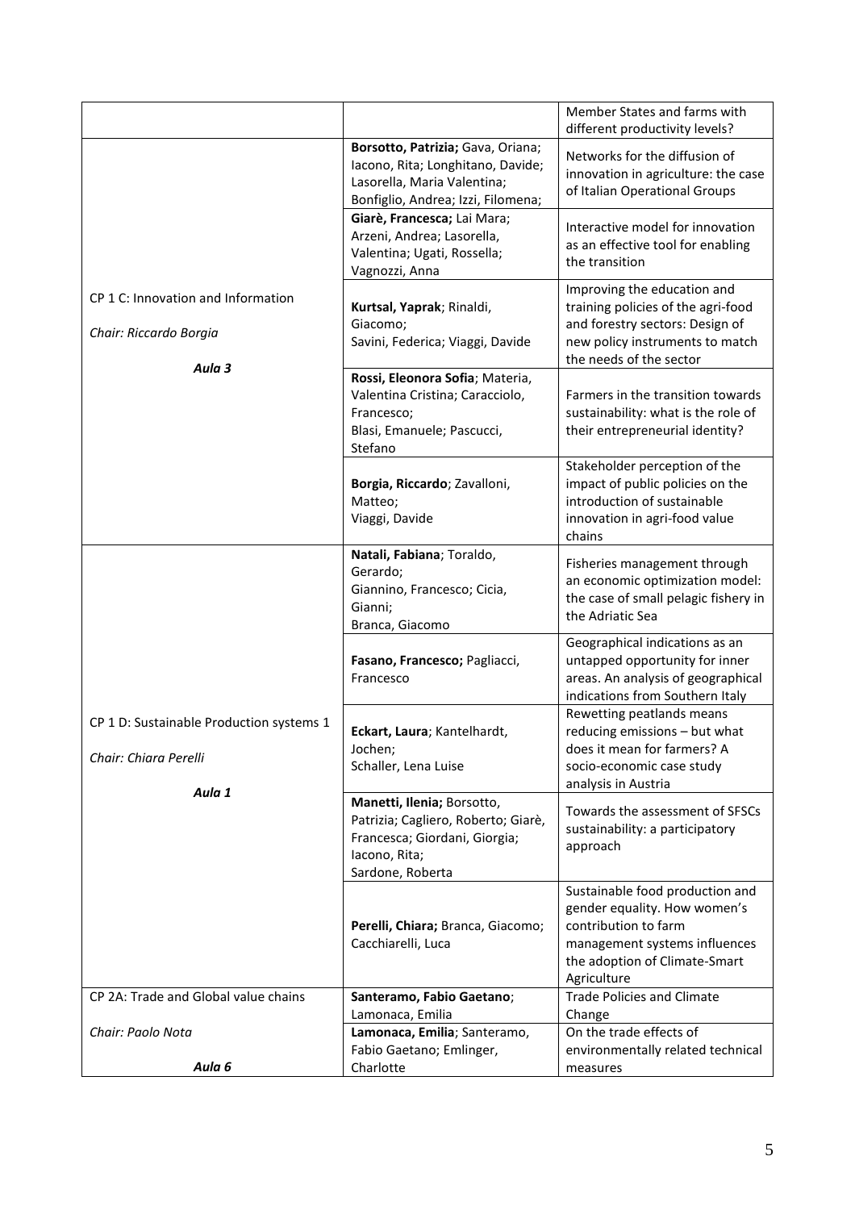| | | |
|---|---|---|
| | | Member States and farms with different productivity levels? |
| CP 1 C: Innovation and Information<br><br>*Chair: Riccardo Borgia*<br><br>***Aula 3*** | **Borsotto, Patrizia;** Gava, Oriana; Iacono, Rita; Longhitano, Davide; Lasorella, Maria Valentina; Bonfiglio, Andrea; Izzi, Filomena; | Networks for the diffusion of innovation in agriculture: the case of Italian Operational Groups |
| | **Giarè, Francesca;** Lai Mara; Arzeni, Andrea; Lasorella, Valentina; Ugati, Rossella; Vagnozzi, Anna | Interactive model for innovation as an effective tool for enabling the transition |
| | **Kurtsal, Yaprak**; Rinaldi, Giacomo; Savini, Federica; Viaggi, Davide | Improving the education and training policies of the agri-food and forestry sectors: Design of new policy instruments to match the needs of the sector |
| | **Rossi, Eleonora Sofia**; Materia, Valentina Cristina; Caracciolo, Francesco; Blasi, Emanuele; Pascucci, Stefano | Farmers in the transition towards sustainability: what is the role of their entrepreneurial identity? |
| | **Borgia, Riccardo**; Zavalloni, Matteo; Viaggi, Davide | Stakeholder perception of the impact of public policies on the introduction of sustainable innovation in agri-food value chains |
| CP 1 D: Sustainable Production systems 1<br><br>*Chair: Chiara Perelli*<br><br>***Aula 1*** | **Natali, Fabiana**; Toraldo, Gerardo; Giannino, Francesco; Cicia, Gianni; Branca, Giacomo | Fisheries management through an economic optimization model: the case of small pelagic fishery in the Adriatic Sea |
| | **Fasano, Francesco;** Pagliacci, Francesco | Geographical indications as an untapped opportunity for inner areas. An analysis of geographical indications from Southern Italy |
| | **Eckart, Laura**; Kantelhardt, Jochen; Schaller, Lena Luise | Rewetting peatlands means reducing emissions – but what does it mean for farmers? A socio-economic case study analysis in Austria |
| | **Manetti, Ilenia;** Borsotto, Patrizia; Cagliero, Roberto; Giarè, Francesca; Giordani, Giorgia; Iacono, Rita; Sardone, Roberta | Towards the assessment of SFSCs sustainability: a participatory approach |
| | **Perelli, Chiara;** Branca, Giacomo; Cacchiarelli, Luca | Sustainable food production and gender equality. How women's contribution to farm management systems influences the adoption of Climate-Smart Agriculture |
| CP 2A: Trade and Global value chains<br><br>*Chair: Paolo Nota*<br><br>***Aula 6*** | **Santeramo, Fabio Gaetano**; Lamonaca, Emilia | Trade Policies and Climate Change |
| | **Lamonaca, Emilia**; Santeramo, Fabio Gaetano; Emlinger, Charlotte | On the trade effects of environmentally related technical measures |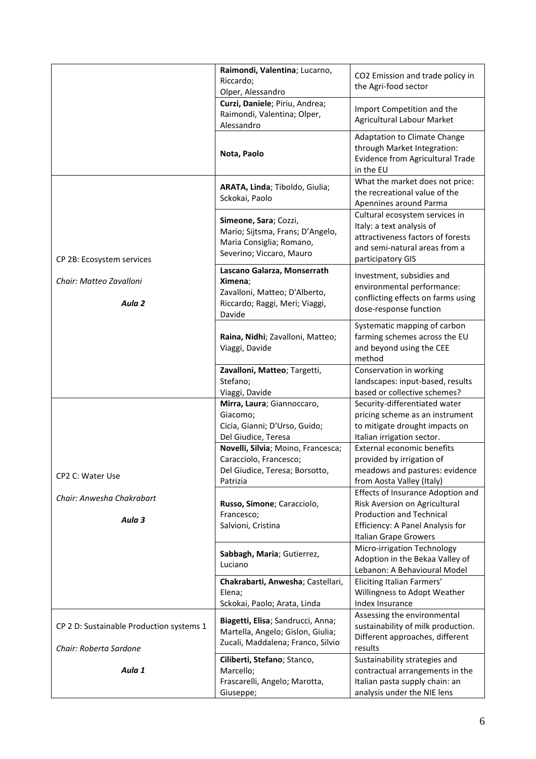| | | |
|---|---|---|
| | **Raimondi, Valentina**; Lucarno, Riccardo; Olper, Alessandro | CO2 Emission and trade policy in the Agri-food sector |
| | **Curzi, Daniele**; Piriu, Andrea; Raimondi, Valentina; Olper, Alessandro | Import Competition and the Agricultural Labour Market |
| | **Nota, Paolo** | Adaptation to Climate Change through Market Integration: Evidence from Agricultural Trade in the EU |
| CP 2B: Ecosystem services<br><br>*Chair: Matteo Zavalloni*<br><br>***Aula 2*** | **ARATA, Linda**; Tiboldo, Giulia; Sckokai, Paolo | What the market does not price: the recreational value of the Apennines around Parma |
| | **Simeone, Sara**; Cozzi, Mario; Sijtsma, Frans; D'Angelo, Maria Consiglia; Romano, Severino; Viccaro, Mauro | Cultural ecosystem services in Italy: a text analysis of attractiveness factors of forests and semi-natural areas from a participatory GIS |
| | **Lascano Galarza, Monserrath Ximena**; Zavalloni, Matteo; D'Alberto, Riccardo; Raggi, Meri; Viaggi, Davide | Investment, subsidies and environmental performance: conflicting effects on farms using dose-response function |
| | **Raina, Nidhi**; Zavalloni, Matteo; Viaggi, Davide | Systematic mapping of carbon farming schemes across the EU and beyond using the CEE method |
| | **Zavalloni, Matteo**; Targetti, Stefano; Viaggi, Davide | Conservation in working landscapes: input-based, results based or collective schemes? |
| CP2 C: Water Use<br><br>*Chair: Anwesha Chakrabart*<br><br>***Aula 3*** | **Mirra, Laura**; Giannoccaro, Giacomo; Cicia, Gianni; D'Urso, Guido; Del Giudice, Teresa | Security-differentiated water pricing scheme as an instrument to mitigate drought impacts on Italian irrigation sector. |
| | **Novelli, Silvia**; Moino, Francesca; Caracciolo, Francesco; Del Giudice, Teresa; Borsotto, Patrizia | External economic benefits provided by irrigation of meadows and pastures: evidence from Aosta Valley (Italy) |
| | **Russo, Simone**; Caracciolo, Francesco; Salvioni, Cristina | Effects of Insurance Adoption and Risk Aversion on Agricultural Production and Technical Efficiency: A Panel Analysis for Italian Grape Growers |
| | **Sabbagh, Maria**; Gutierrez, Luciano | Micro-irrigation Technology Adoption in the Bekaa Valley of Lebanon: A Behavioural Model |
| | **Chakrabarti, Anwesha**; Castellari, Elena; Sckokai, Paolo; Arata, Linda | Eliciting Italian Farmers' Willingness to Adopt Weather Index Insurance |
| CP 2 D: Sustainable Production systems 1<br><br>*Chair: Roberta Sardone*<br><br>***Aula 1*** | **Biagetti, Elisa**; Sandrucci, Anna; Martella, Angelo; Gislon, Giulia; Zucali, Maddalena; Franco, Silvio | Assessing the environmental sustainability of milk production. Different approaches, different results |
| | **Ciliberti, Stefano**; Stanco, Marcello; Frascarelli, Angelo; Marotta, Giuseppe; | Sustainability strategies and contractual arrangements in the Italian pasta supply chain: an analysis under the NIE lens |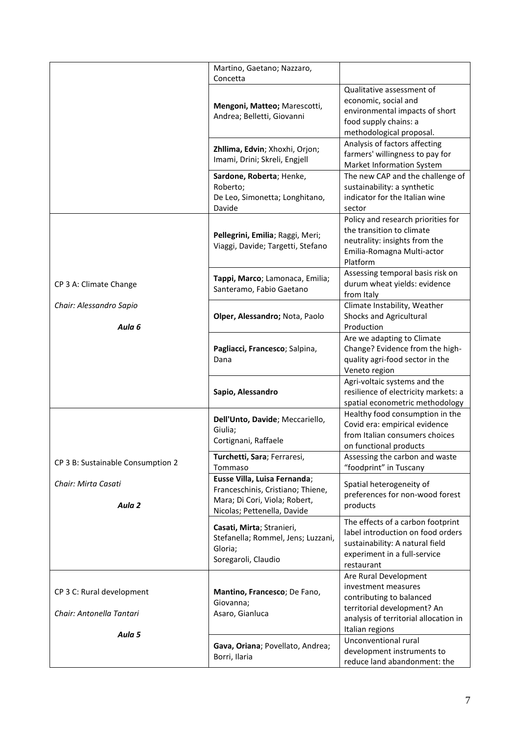| | | |
|---|---|---|
| | Martino, Gaetano; Nazzaro, Concetta | |
| | **Mengoni, Matteo;** Marescotti, Andrea; Belletti, Giovanni | Qualitative assessment of economic, social and environmental impacts of short food supply chains: a methodological proposal. |
| | **Zhllima, Edvin**; Xhoxhi, Orjon; Imami, Drini; Skreli, Engjell | Analysis of factors affecting farmers' willingness to pay for Market Information System |
| | **Sardone, Roberta**; Henke, Roberto; De Leo, Simonetta; Longhitano, Davide | The new CAP and the challenge of sustainability: a synthetic indicator for the Italian wine sector |
| CP 3 A: Climate Change<br><br>*Chair: Alessandro Sapio*<br><br>***Aula 6*** | **Pellegrini, Emilia**; Raggi, Meri; Viaggi, Davide; Targetti, Stefano | Policy and research priorities for the transition to climate neutrality: insights from the Emilia-Romagna Multi-actor Platform |
| | **Tappi, Marco**; Lamonaca, Emilia; Santeramo, Fabio Gaetano | Assessing temporal basis risk on durum wheat yields: evidence from Italy |
| | **Olper, Alessandro;** Nota, Paolo | Climate Instability, Weather Shocks and Agricultural Production |
| | **Pagliacci, Francesco**; Salpina, Dana | Are we adapting to Climate Change? Evidence from the high-quality agri-food sector in the Veneto region |
| | **Sapio, Alessandro** | Agri-voltaic systems and the resilience of electricity markets: a spatial econometric methodology |
| CP 3 B: Sustainable Consumption 2<br><br>*Chair: Mirta Casati*<br><br>***Aula 2*** | **Dell'Unto, Davide**; Meccariello, Giulia; Cortignani, Raffaele | Healthy food consumption in the Covid era: empirical evidence from Italian consumers choices on functional products |
| | **Turchetti, Sara**; Ferraresi, Tommaso | Assessing the carbon and waste "foodprint" in Tuscany |
| | **Eusse Villa, Luisa Fernanda**; Franceschinis, Cristiano; Thiene, Mara; Di Cori, Viola; Robert, Nicolas; Pettenella, Davide | Spatial heterogeneity of preferences for non-wood forest products |
| | **Casati, Mirta**; Stranieri, Stefanella; Rommel, Jens; Luzzani, Gloria; Soregaroli, Claudio | The effects of a carbon footprint label introduction on food orders sustainability: A natural field experiment in a full-service restaurant |
| CP 3 C: Rural development<br><br>*Chair: Antonella Tantari*<br><br>***Aula 5*** | **Mantino, Francesco**; De Fano, Giovanna; Asaro, Gianluca | Are Rural Development investment measures contributing to balanced territorial development? An analysis of territorial allocation in Italian regions |
| | **Gava, Oriana**; Povellato, Andrea; Borri, Ilaria | Unconventional rural development instruments to reduce land abandonment: the |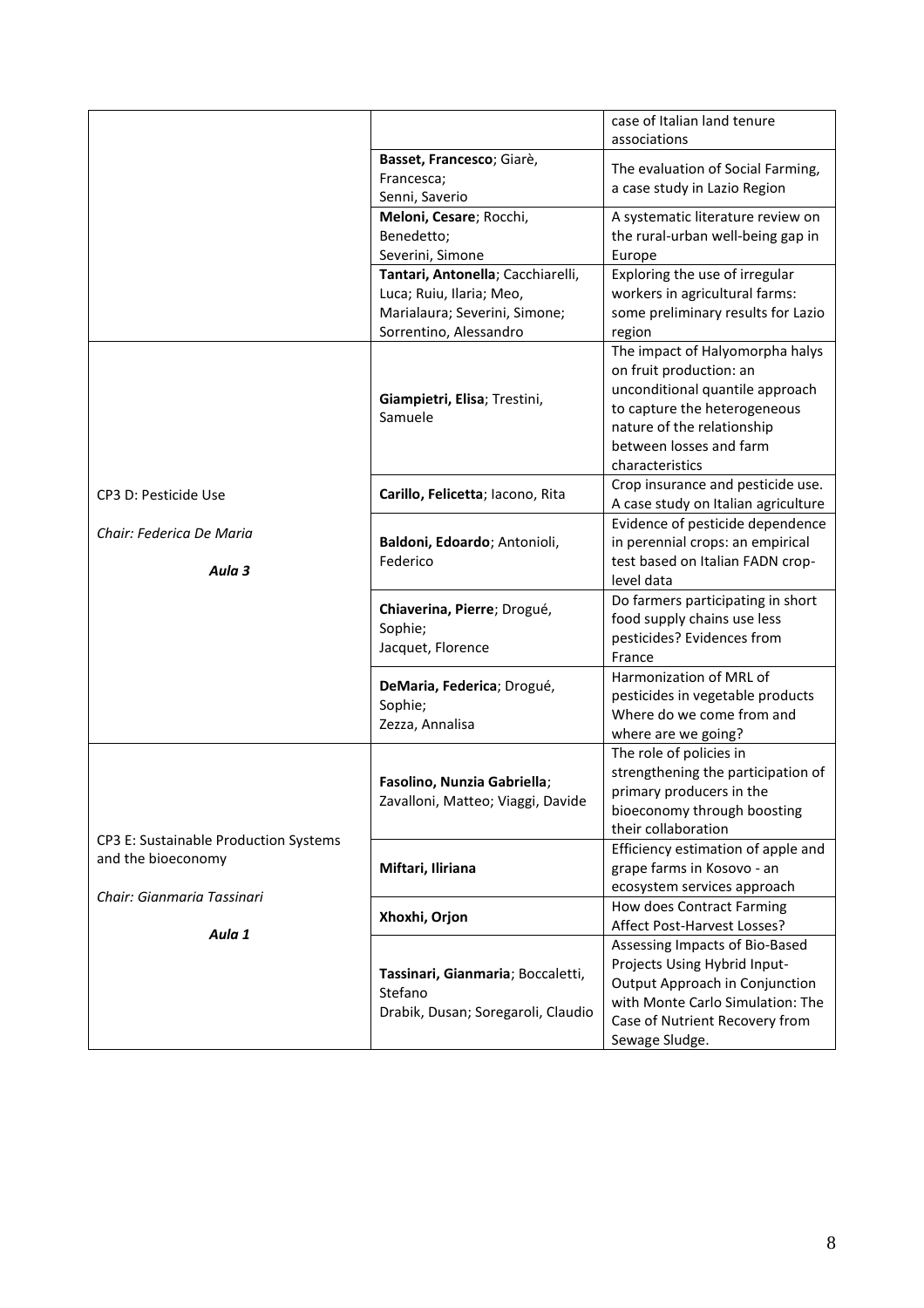| | | |
|---|---|---|
| | | case of Italian land tenure associations |
| | **Basset, Francesco**; Giarè, Francesca; Senni, Saverio | The evaluation of Social Farming, a case study in Lazio Region |
| | **Meloni, Cesare**; Rocchi, Benedetto; Severini, Simone | A systematic literature review on the rural-urban well-being gap in Europe |
| | **Tantari, Antonella**; Cacchiarelli, Luca; Ruiu, Ilaria; Meo, Marialaura; Severini, Simone; Sorrentino, Alessandro | Exploring the use of irregular workers in agricultural farms: some preliminary results for Lazio region |
| CP3 D: Pesticide Use<br><br>*Chair: Federica De Maria*<br><br>***Aula 3*** | **Giampietri, Elisa**; Trestini, Samuele | The impact of Halyomorpha halys on fruit production: an unconditional quantile approach to capture the heterogeneous nature of the relationship between losses and farm characteristics |
| | **Carillo, Felicetta**; Iacono, Rita | Crop insurance and pesticide use. A case study on Italian agriculture |
| | **Baldoni, Edoardo**; Antonioli, Federico | Evidence of pesticide dependence in perennial crops: an empirical test based on Italian FADN crop-level data |
| | **Chiaverina, Pierre**; Drogué, Sophie; Jacquet, Florence | Do farmers participating in short food supply chains use less pesticides? Evidences from France |
| | **DeMaria, Federica**; Drogué, Sophie; Zezza, Annalisa | Harmonization of MRL of pesticides in vegetable products Where do we come from and where are we going? |
| CP3 E: Sustainable Production Systems and the bioeconomy<br><br>*Chair: Gianmaria Tassinari*<br><br>***Aula 1*** | **Fasolino, Nunzia Gabriella**; Zavalloni, Matteo; Viaggi, Davide | The role of policies in strengthening the participation of primary producers in the bioeconomy through boosting their collaboration |
| | **Miftari, Iliriana** | Efficiency estimation of apple and grape farms in Kosovo - an ecosystem services approach |
| | **Xhoxhi, Orjon** | How does Contract Farming Affect Post-Harvest Losses? |
| | **Tassinari, Gianmaria**; Boccaletti, Stefano<br>Drabik, Dusan; Soregaroli, Claudio | Assessing Impacts of Bio-Based Projects Using Hybrid Input-Output Approach in Conjunction with Monte Carlo Simulation: The Case of Nutrient Recovery from Sewage Sludge. |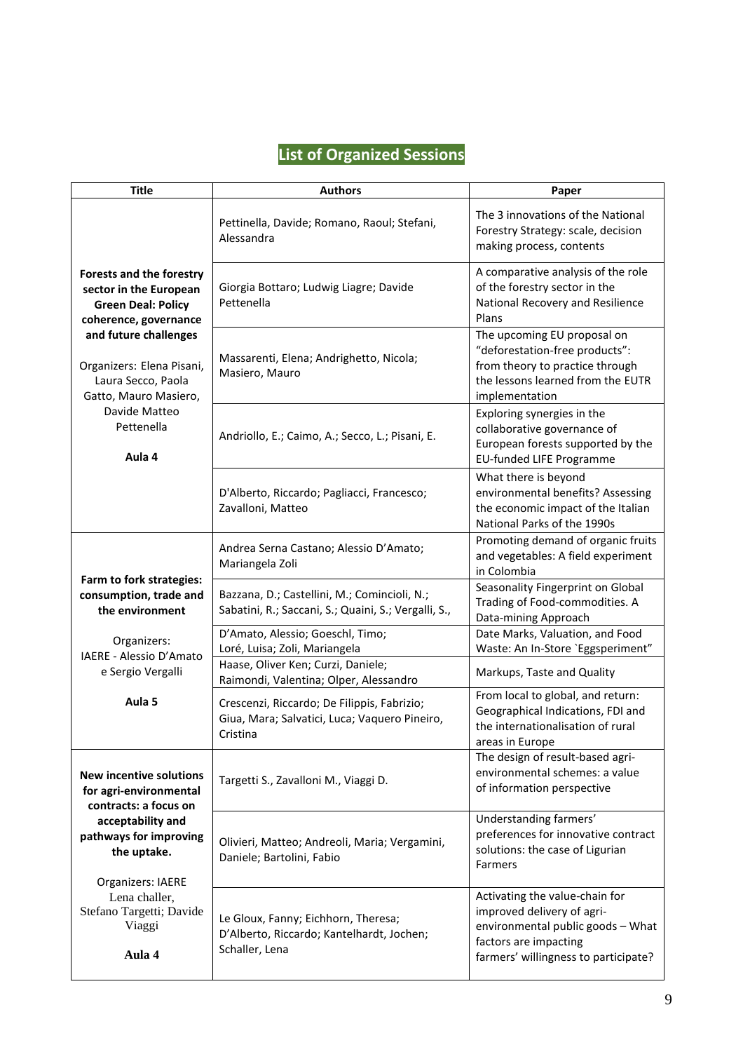## List of Organized Sessions

| Title | Authors | Paper |
|---|---|---|
| **Forests and the forestry sector in the European Green Deal: Policy coherence, governance and future challenges** Organizers: Elena Pisani, Laura Secco, Paola Gatto, Mauro Masiero, Davide Matteo Pettenella **Aula 4** | Pettinella, Davide; Romano, Raoul; Stefani, Alessandra | The 3 innovations of the National Forestry Strategy: scale, decision making process, contents |
| | Giorgia Bottaro; Ludwig Liagre; Davide Pettenella | A comparative analysis of the role of the forestry sector in the National Recovery and Resilience Plans |
| | Massarenti, Elena; Andrighetto, Nicola; Masiero, Mauro | The upcoming EU proposal on "deforestation-free products": from theory to practice through the lessons learned from the EUTR implementation |
| | Andriollo, E.; Caimo, A.; Secco, L.; Pisani, E. | Exploring synergies in the collaborative governance of European forests supported by the EU-funded LIFE Programme |
| | D'Alberto, Riccardo; Pagliacci, Francesco; Zavalloni, Matteo | What there is beyond environmental benefits? Assessing the economic impact of the Italian National Parks of the 1990s |
| **Farm to fork strategies: consumption, trade and the environment** Organizers: IAERE - Alessio D'Amato e Sergio Vergalli **Aula 5** | Andrea Serna Castano; Alessio D'Amato; Mariangela Zoli | Promoting demand of organic fruits and vegetables: A field experiment in Colombia |
| | Bazzana, D.; Castellini, M.; Comincioli, N.; Sabatini, R.; Saccani, S.; Quaini, S.; Vergalli, S., | Seasonality Fingerprint on Global Trading of Food-commodities. A Data-mining Approach |
| | D'Amato, Alessio; Goeschl, Timo; Loré, Luisa; Zoli, Mariangela | Date Marks, Valuation, and Food Waste: An In-Store `Eggsperiment" |
| | Haase, Oliver Ken; Curzi, Daniele; Raimondi, Valentina; Olper, Alessandro | Markups, Taste and Quality |
| | Crescenzi, Riccardo; De Filippis, Fabrizio; Giua, Mara; Salvatici, Luca; Vaquero Pineiro, Cristina | From local to global, and return: Geographical Indications, FDI and the internationalisation of rural areas in Europe |
| **New incentive solutions for agri-environmental contracts: a focus on acceptability and pathways for improving the uptake.** Organizers: IAERE Lena challer, Stefano Targetti; Davide Viaggi **Aula 4** | Targetti S., Zavalloni M., Viaggi D. | The design of result-based agri-environmental schemes: a value of information perspective |
| | Olivieri, Matteo; Andreoli, Maria; Vergamini, Daniele; Bartolini, Fabio | Understanding farmers' preferences for innovative contract solutions: the case of Ligurian Farmers |
| | Le Gloux, Fanny; Eichhorn, Theresa; D'Alberto, Riccardo; Kantelhardt, Jochen; Schaller, Lena | Activating the value-chain for improved delivery of agri-environmental public goods – What factors are impacting farmers' willingness to participate? |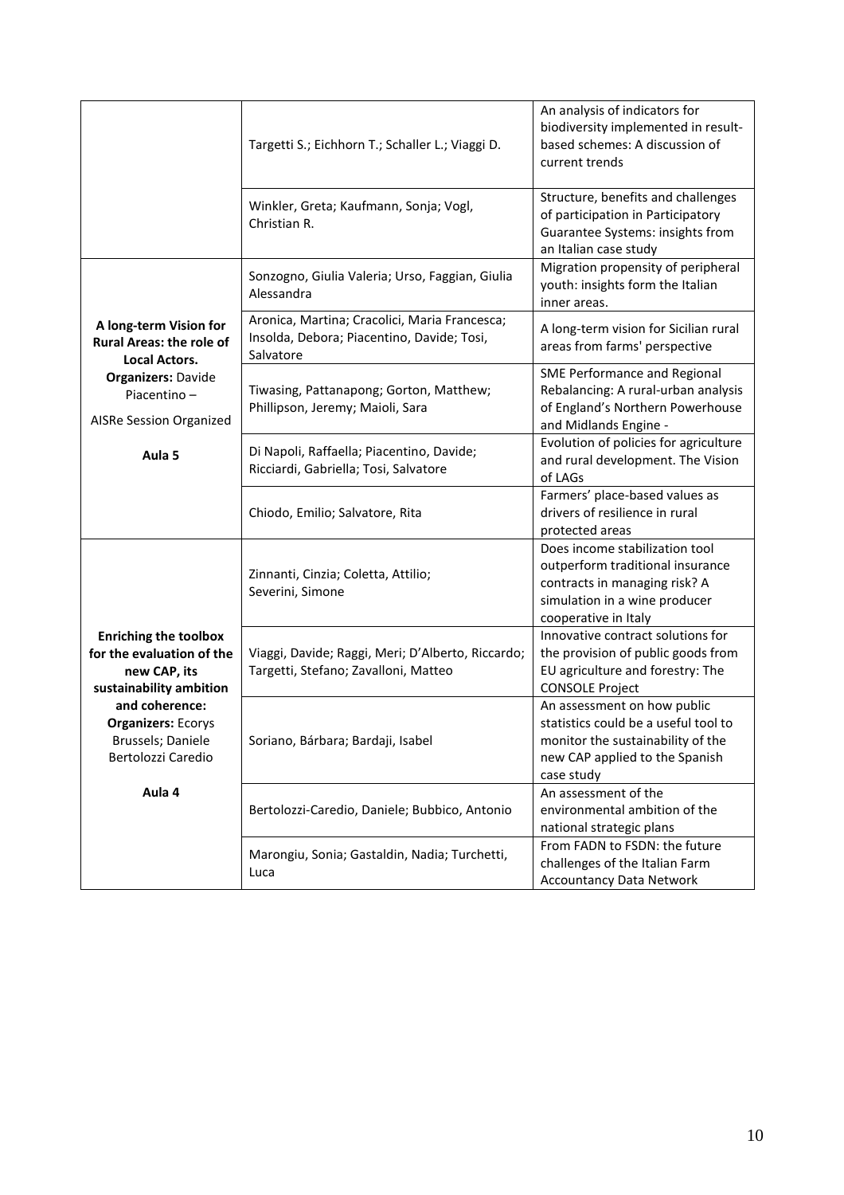| | | |
|---|---|---|
| | Targetti S.; Eichhorn T.; Schaller L.; Viaggi D. | An analysis of indicators for biodiversity implemented in result-based schemes: A discussion of current trends |
| | Winkler, Greta; Kaufmann, Sonja; Vogl, Christian R. | Structure, benefits and challenges of participation in Participatory Guarantee Systems: insights from an Italian case study |
| **A long-term Vision for Rural Areas: the role of Local Actors.** **Organizers:** Davide Piacentino – AISRe Session Organized **Aula 5** | Sonzogno, Giulia Valeria; Urso, Faggian, Giulia Alessandra | Migration propensity of peripheral youth: insights form the Italian inner areas. |
| | Aronica, Martina; Cracolici, Maria Francesca; Insolda, Debora; Piacentino, Davide; Tosi, Salvatore | A long-term vision for Sicilian rural areas from farms' perspective |
| | Tiwasing, Pattanapong; Gorton, Matthew; Phillipson, Jeremy; Maioli, Sara | SME Performance and Regional Rebalancing: A rural-urban analysis of England's Northern Powerhouse and Midlands Engine - |
| | Di Napoli, Raffaella; Piacentino, Davide; Ricciardi, Gabriella; Tosi, Salvatore | Evolution of policies for agriculture and rural development. The Vision of LAGs |
| | Chiodo, Emilio; Salvatore, Rita | Farmers' place-based values as drivers of resilience in rural protected areas |
| **Enriching the toolbox for the evaluation of the new CAP, its sustainability ambition and coherence:** **Organizers:** Ecorys Brussels; Daniele Bertolozzi Caredio **Aula 4** | Zinnanti, Cinzia; Coletta, Attilio; Severini, Simone | Does income stabilization tool outperform traditional insurance contracts in managing risk? A simulation in a wine producer cooperative in Italy |
| | Viaggi, Davide; Raggi, Meri; D'Alberto, Riccardo; Targetti, Stefano; Zavalloni, Matteo | Innovative contract solutions for the provision of public goods from EU agriculture and forestry: The CONSOLE Project |
| | Soriano, Bárbara; Bardaji, Isabel | An assessment on how public statistics could be a useful tool to monitor the sustainability of the new CAP applied to the Spanish case study |
| | Bertolozzi-Caredio, Daniele; Bubbico, Antonio | An assessment of the environmental ambition of the national strategic plans |
| | Marongiu, Sonia; Gastaldin, Nadia; Turchetti, Luca | From FADN to FSDN: the future challenges of the Italian Farm Accountancy Data Network |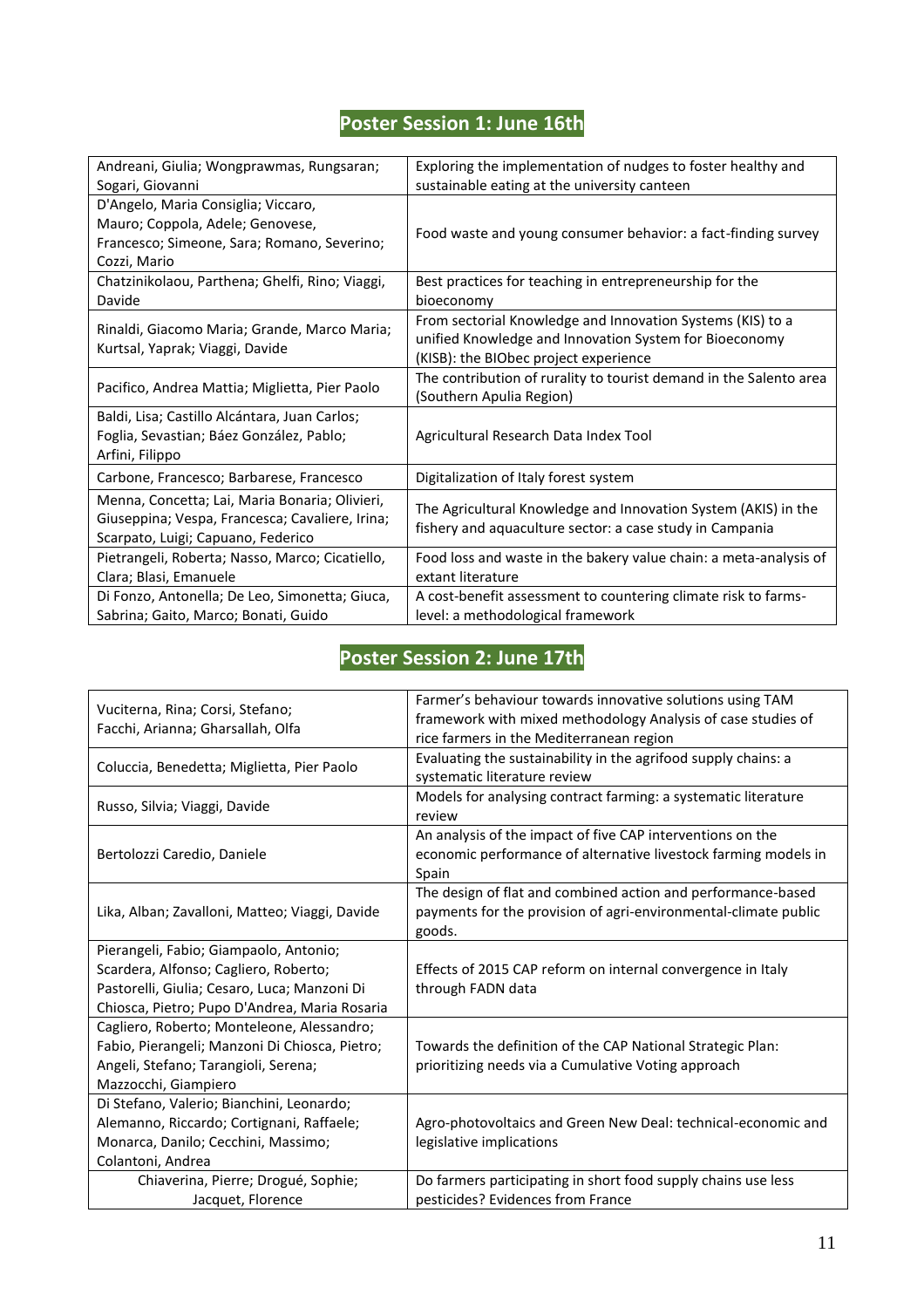## Poster Session 1: June 16th

| Authors | Title |
|---|---|
| Andreani, Giulia; Wongprawmas, Rungsaran; Sogari, Giovanni | Exploring the implementation of nudges to foster healthy and sustainable eating at the university canteen |
| D'Angelo, Maria Consiglia; Viccaro, Mauro; Coppola, Adele; Genovese, Francesco; Simeone, Sara; Romano, Severino; Cozzi, Mario | Food waste and young consumer behavior: a fact-finding survey |
| Chatzinikolaou, Parthena; Ghelfi, Rino; Viaggi, Davide | Best practices for teaching in entrepreneurship for the bioeconomy |
| Rinaldi, Giacomo Maria; Grande, Marco Maria; Kurtsal, Yaprak; Viaggi, Davide | From sectorial Knowledge and Innovation Systems (KIS) to a unified Knowledge and Innovation System for Bioeconomy (KISB): the BIObec project experience |
| Pacifico, Andrea Mattia; Miglietta, Pier Paolo | The contribution of rurality to tourist demand in the Salento area (Southern Apulia Region) |
| Baldi, Lisa; Castillo Alcántara, Juan Carlos; Foglia, Sevastian; Báez González, Pablo; Arfini, Filippo | Agricultural Research Data Index Tool |
| Carbone, Francesco; Barbarese, Francesco | Digitalization of Italy forest system |
| Menna, Concetta; Lai, Maria Bonaria; Olivieri, Giuseppina; Vespa, Francesca; Cavaliere, Irina; Scarpato, Luigi; Capuano, Federico | The Agricultural Knowledge and Innovation System (AKIS) in the fishery and aquaculture sector: a case study in Campania |
| Pietrangeli, Roberta; Nasso, Marco; Cicatiello, Clara; Blasi, Emanuele | Food loss and waste in the bakery value chain: a meta-analysis of extant literature |
| Di Fonzo, Antonella; De Leo, Simonetta; Giuca, Sabrina; Gaito, Marco; Bonati, Guido | A cost-benefit assessment to countering climate risk to farms-level: a methodological framework |

## Poster Session 2: June 17th

| Authors | Title |
|---|---|
| Vuciterna, Rina; Corsi, Stefano; Facchi, Arianna; Gharsallah, Olfa | Farmer's behaviour towards innovative solutions using TAM framework with mixed methodology Analysis of case studies of rice farmers in the Mediterranean region |
| Coluccia, Benedetta; Miglietta, Pier Paolo | Evaluating the sustainability in the agrifood supply chains: a systematic literature review |
| Russo, Silvia; Viaggi, Davide | Models for analysing contract farming: a systematic literature review |
| Bertolozzi Caredio, Daniele | An analysis of the impact of five CAP interventions on the economic performance of alternative livestock farming models in Spain |
| Lika, Alban; Zavalloni, Matteo; Viaggi, Davide | The design of flat and combined action and performance-based payments for the provision of agri-environmental-climate public goods. |
| Pierangeli, Fabio; Giampaolo, Antonio; Scardera, Alfonso; Cagliero, Roberto; Pastorelli, Giulia; Cesaro, Luca; Manzoni Di Chiosca, Pietro; Pupo D'Andrea, Maria Rosaria | Effects of 2015 CAP reform on internal convergence in Italy through FADN data |
| Cagliero, Roberto; Monteleone, Alessandro; Fabio, Pierangeli; Manzoni Di Chiosca, Pietro; Angeli, Stefano; Tarangioli, Serena; Mazzocchi, Giampiero | Towards the definition of the CAP National Strategic Plan: prioritizing needs via a Cumulative Voting approach |
| Di Stefano, Valerio; Bianchini, Leonardo; Alemanno, Riccardo; Cortignani, Raffaele; Monarca, Danilo; Cecchini, Massimo; Colantoni, Andrea | Agro-photovoltaics and Green New Deal: technical-economic and legislative implications |
| Chiaverina, Pierre; Drogué, Sophie; Jacquet, Florence | Do farmers participating in short food supply chains use less pesticides? Evidences from France |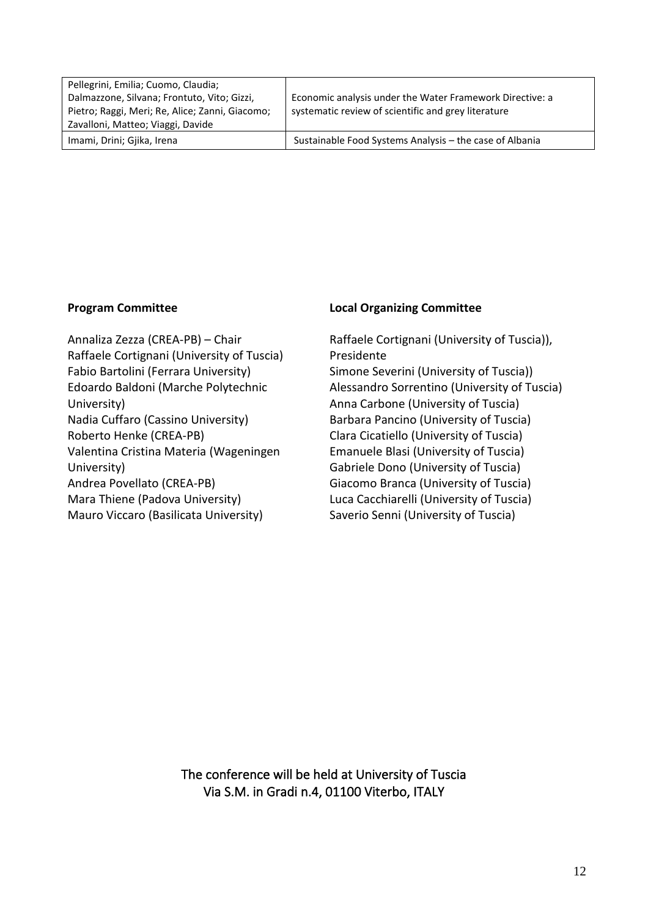| | |
|---|---|
| Pellegrini, Emilia; Cuomo, Claudia; Dalmazzone, Silvana; Frontuto, Vito; Gizzi, Pietro; Raggi, Meri; Re, Alice; Zanni, Giacomo; Zavalloni, Matteo; Viaggi, Davide | Economic analysis under the Water Framework Directive: a systematic review of scientific and grey literature |
| Imami, Drini; Gjika, Irena | Sustainable Food Systems Analysis – the case of Albania |

**Program Committee**

Annaliza Zezza (CREA-PB) – Chair
Raffaele Cortignani (University of Tuscia)
Fabio Bartolini (Ferrara University)
Edoardo Baldoni (Marche Polytechnic University)
Nadia Cuffaro (Cassino University)
Roberto Henke (CREA-PB)
Valentina Cristina Materia (Wageningen University)
Andrea Povellato (CREA-PB)
Mara Thiene (Padova University)
Mauro Viccaro (Basilicata University)

**Local Organizing Committee**

Raffaele Cortignani (University of Tuscia)), Presidente
Simone Severini (University of Tuscia))
Alessandro Sorrentino (University of Tuscia)
Anna Carbone (University of Tuscia)
Barbara Pancino (University of Tuscia)
Clara Cicatiello (University of Tuscia)
Emanuele Blasi (University of Tuscia)
Gabriele Dono (University of Tuscia)
Giacomo Branca (University of Tuscia)
Luca Cacchiarelli (University of Tuscia)
Saverio Senni (University of Tuscia)

The conference will be held at University of Tuscia
Via S.M. in Gradi n.4, 01100 Viterbo, ITALY